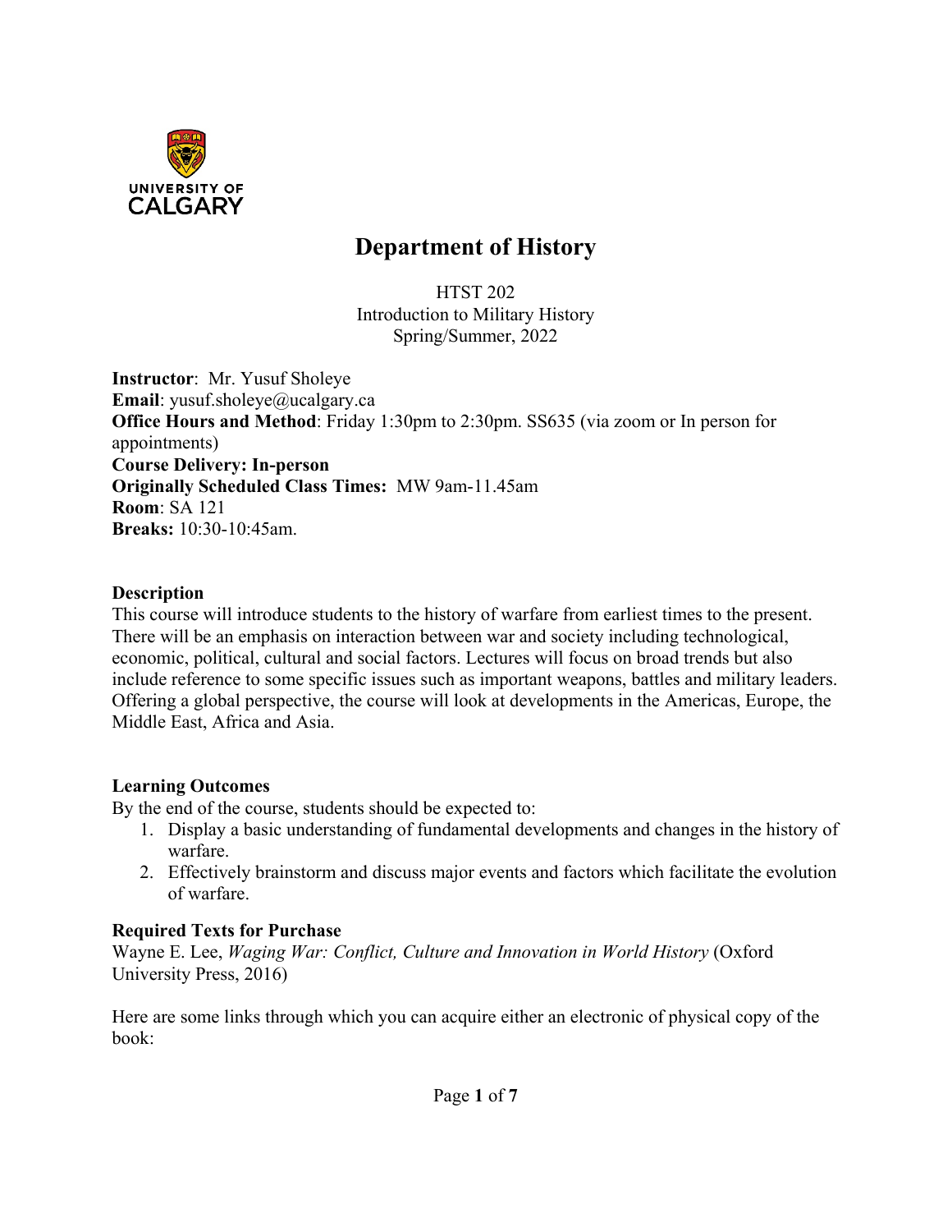# Department of History

HTST 202
Introduction to Military History
Spring/Summer, 2022

**Instructor**: Mr. Yusuf Sholeye
**Email**: yusuf.sholeye@ucalgary.ca
**Office Hours and Method**: Friday 1:30pm to 2:30pm. SS635 (via zoom or In person for appointments)
**Course Delivery: In-person**
**Originally Scheduled Class Times:** MW 9am-11.45am
**Room**: SA 121
**Breaks:** 10:30-10:45am.

### Description

This course will introduce students to the history of warfare from earliest times to the present. There will be an emphasis on interaction between war and society including technological, economic, political, cultural and social factors. Lectures will focus on broad trends but also include reference to some specific issues such as important weapons, battles and military leaders. Offering a global perspective, the course will look at developments in the Americas, Europe, the Middle East, Africa and Asia.

### Learning Outcomes

By the end of the course, students should be expected to:

1. Display a basic understanding of fundamental developments and changes in the history of warfare.
2. Effectively brainstorm and discuss major events and factors which facilitate the evolution of warfare.

### Required Texts for Purchase

Wayne E. Lee, *Waging War: Conflict, Culture and Innovation in World History* (Oxford University Press, 2016)

Here are some links through which you can acquire either an electronic of physical copy of the book: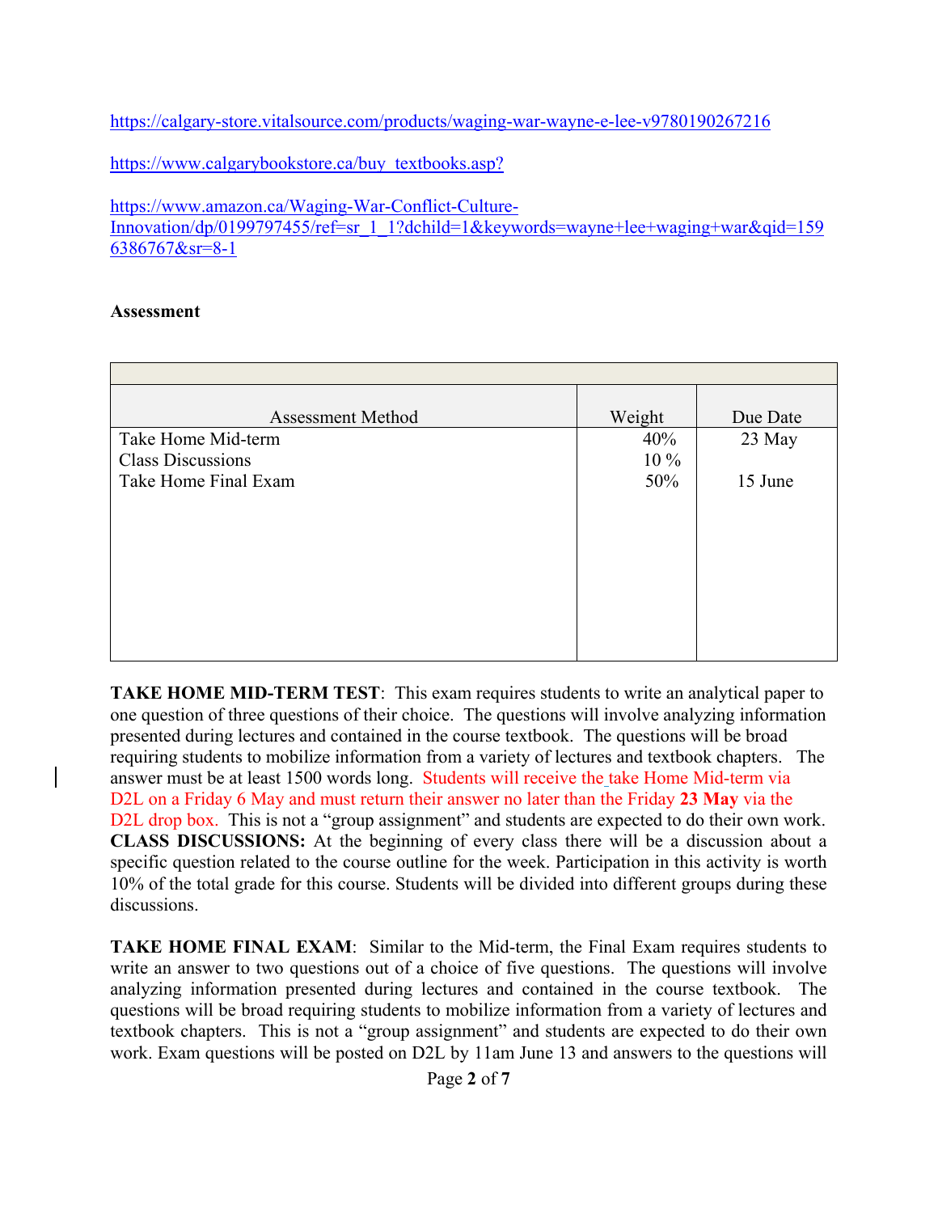https://calgary-store.vitalsource.com/products/waging-war-wayne-e-lee-v9780190267216

https://www.calgarybookstore.ca/buy_textbooks.asp?

https://www.amazon.ca/Waging-War-Conflict-Culture-Innovation/dp/0199797455/ref=sr_1_1?dchild=1&keywords=wayne+lee+waging+war&qid=1596386767&sr=8-1

**Assessment**

| Assessment Method | Weight | Due Date |
|---|---|---|
| Take Home Mid-term | 40% | 23 May |
| Class Discussions | 10 % | |
| Take Home Final Exam | 50% | 15 June |

**TAKE HOME MID-TERM TEST**: This exam requires students to write an analytical paper to one question of three questions of their choice. The questions will involve analyzing information presented during lectures and contained in the course textbook. The questions will be broad requiring students to mobilize information from a variety of lectures and textbook chapters. The answer must be at least 1500 words long. Students will receive the take Home Mid-term via D2L on a Friday 6 May and must return their answer no later than the Friday **23 May** via the D2L drop box. This is not a "group assignment" and students are expected to do their own work.

**CLASS DISCUSSIONS:** At the beginning of every class there will be a discussion about a specific question related to the course outline for the week. Participation in this activity is worth 10% of the total grade for this course. Students will be divided into different groups during these discussions.

**TAKE HOME FINAL EXAM**: Similar to the Mid-term, the Final Exam requires students to write an answer to two questions out of a choice of five questions. The questions will involve analyzing information presented during lectures and contained in the course textbook. The questions will be broad requiring students to mobilize information from a variety of lectures and textbook chapters. This is not a "group assignment" and students are expected to do their own work. Exam questions will be posted on D2L by 11am June 13 and answers to the questions will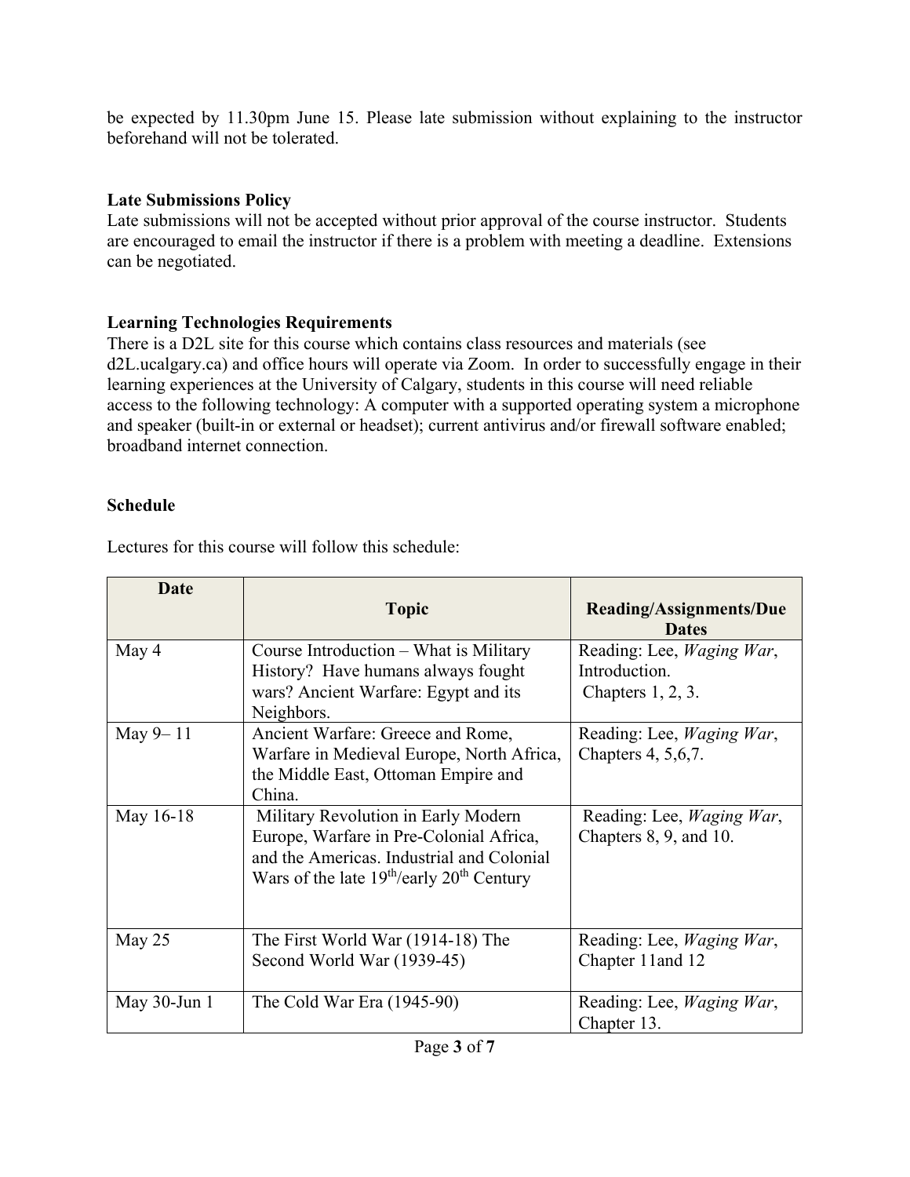be expected by 11.30pm June 15. Please late submission without explaining to the instructor beforehand will not be tolerated.

**Late Submissions Policy**

Late submissions will not be accepted without prior approval of the course instructor. Students are encouraged to email the instructor if there is a problem with meeting a deadline. Extensions can be negotiated.

**Learning Technologies Requirements**

There is a D2L site for this course which contains class resources and materials (see d2L.ucalgary.ca) and office hours will operate via Zoom. In order to successfully engage in their learning experiences at the University of Calgary, students in this course will need reliable access to the following technology: A computer with a supported operating system a microphone and speaker (built-in or external or headset); current antivirus and/or firewall software enabled; broadband internet connection.

**Schedule**

Lectures for this course will follow this schedule:

| Date | Topic | Reading/Assignments/Due Dates |
|---|---|---|
| May 4 | Course Introduction – What is Military History? Have humans always fought wars? Ancient Warfare: Egypt and its Neighbors. | Reading: Lee, *Waging War*, Introduction. Chapters 1, 2, 3. |
| May 9– 11 | Ancient Warfare: Greece and Rome, Warfare in Medieval Europe, North Africa, the Middle East, Ottoman Empire and China. | Reading: Lee, *Waging War*, Chapters 4, 5,6,7. |
| May 16-18 | Military Revolution in Early Modern Europe, Warfare in Pre-Colonial Africa, and the Americas. Industrial and Colonial Wars of the late 19th/early 20th Century | Reading: Lee, *Waging War*, Chapters 8, 9, and 10. |
| May 25 | The First World War (1914-18) The Second World War (1939-45) | Reading: Lee, *Waging War*, Chapter 11and 12 |
| May 30-Jun 1 | The Cold War Era (1945-90) | Reading: Lee, *Waging War*, Chapter 13. |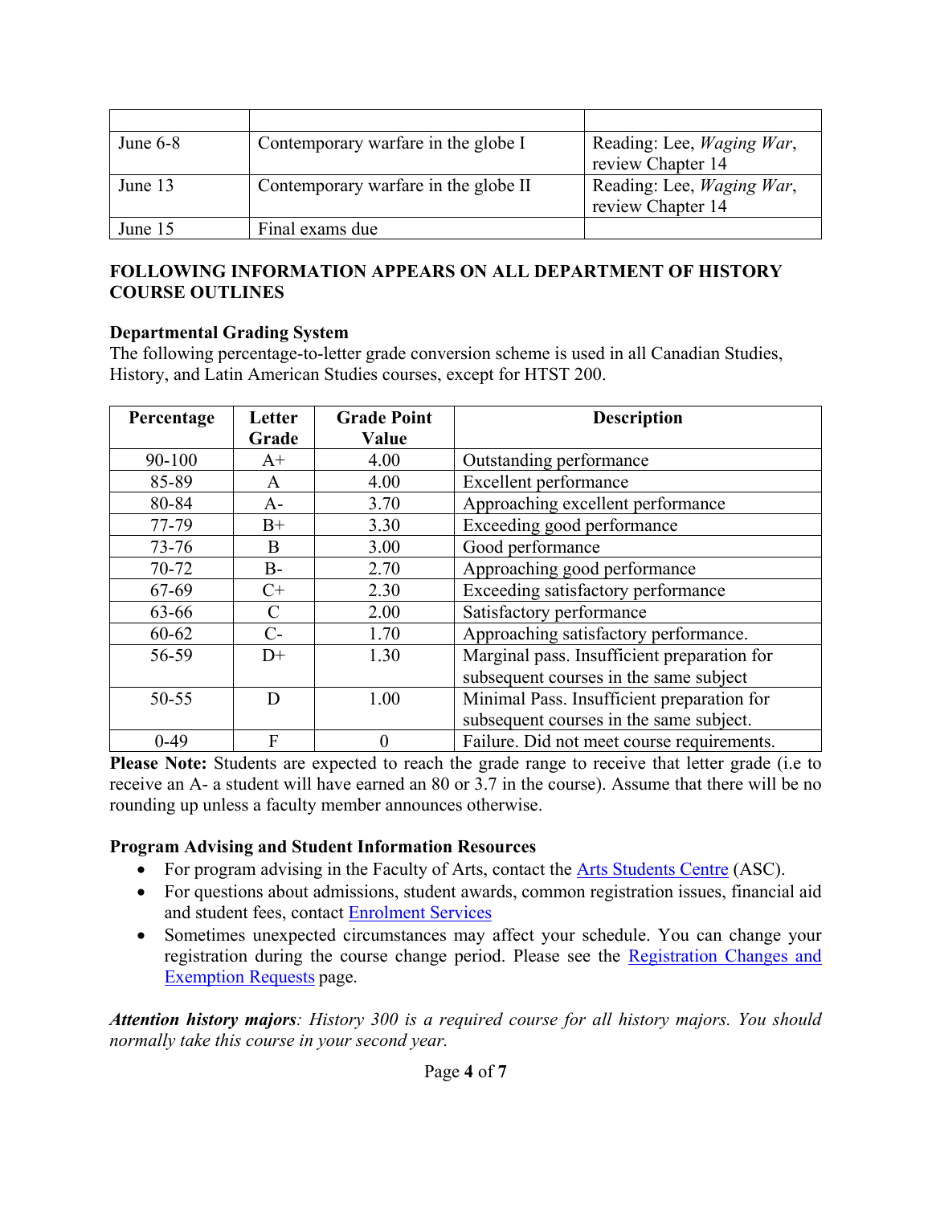| | | |
|---|---|---|
| June 6-8 | Contemporary warfare in the globe I | Reading: Lee, *Waging War*, review Chapter 14 |
| June 13 | Contemporary warfare in the globe II | Reading: Lee, *Waging War*, review Chapter 14 |
| June 15 | Final exams due | |

**FOLLOWING INFORMATION APPEARS ON ALL DEPARTMENT OF HISTORY COURSE OUTLINES**

**Departmental Grading System**

The following percentage-to-letter grade conversion scheme is used in all Canadian Studies, History, and Latin American Studies courses, except for HTST 200.

| Percentage | Letter Grade | Grade Point Value | Description |
|---|---|---|---|
| 90-100 | A+ | 4.00 | Outstanding performance |
| 85-89 | A | 4.00 | Excellent performance |
| 80-84 | A- | 3.70 | Approaching excellent performance |
| 77-79 | B+ | 3.30 | Exceeding good performance |
| 73-76 | B | 3.00 | Good performance |
| 70-72 | B- | 2.70 | Approaching good performance |
| 67-69 | C+ | 2.30 | Exceeding satisfactory performance |
| 63-66 | C | 2.00 | Satisfactory performance |
| 60-62 | C- | 1.70 | Approaching satisfactory performance. |
| 56-59 | D+ | 1.30 | Marginal pass. Insufficient preparation for subsequent courses in the same subject |
| 50-55 | D | 1.00 | Minimal Pass. Insufficient preparation for subsequent courses in the same subject. |
| 0-49 | F | 0 | Failure. Did not meet course requirements. |

**Please Note:** Students are expected to reach the grade range to receive that letter grade (i.e to receive an A- a student will have earned an 80 or 3.7 in the course). Assume that there will be no rounding up unless a faculty member announces otherwise.

**Program Advising and Student Information Resources**

- For program advising in the Faculty of Arts, contact the Arts Students Centre (ASC).
- For questions about admissions, student awards, common registration issues, financial aid and student fees, contact Enrolment Services
- Sometimes unexpected circumstances may affect your schedule. You can change your registration during the course change period. Please see the Registration Changes and Exemption Requests page.

***Attention history majors****: History 300 is a required course for all history majors. You should normally take this course in your second year.*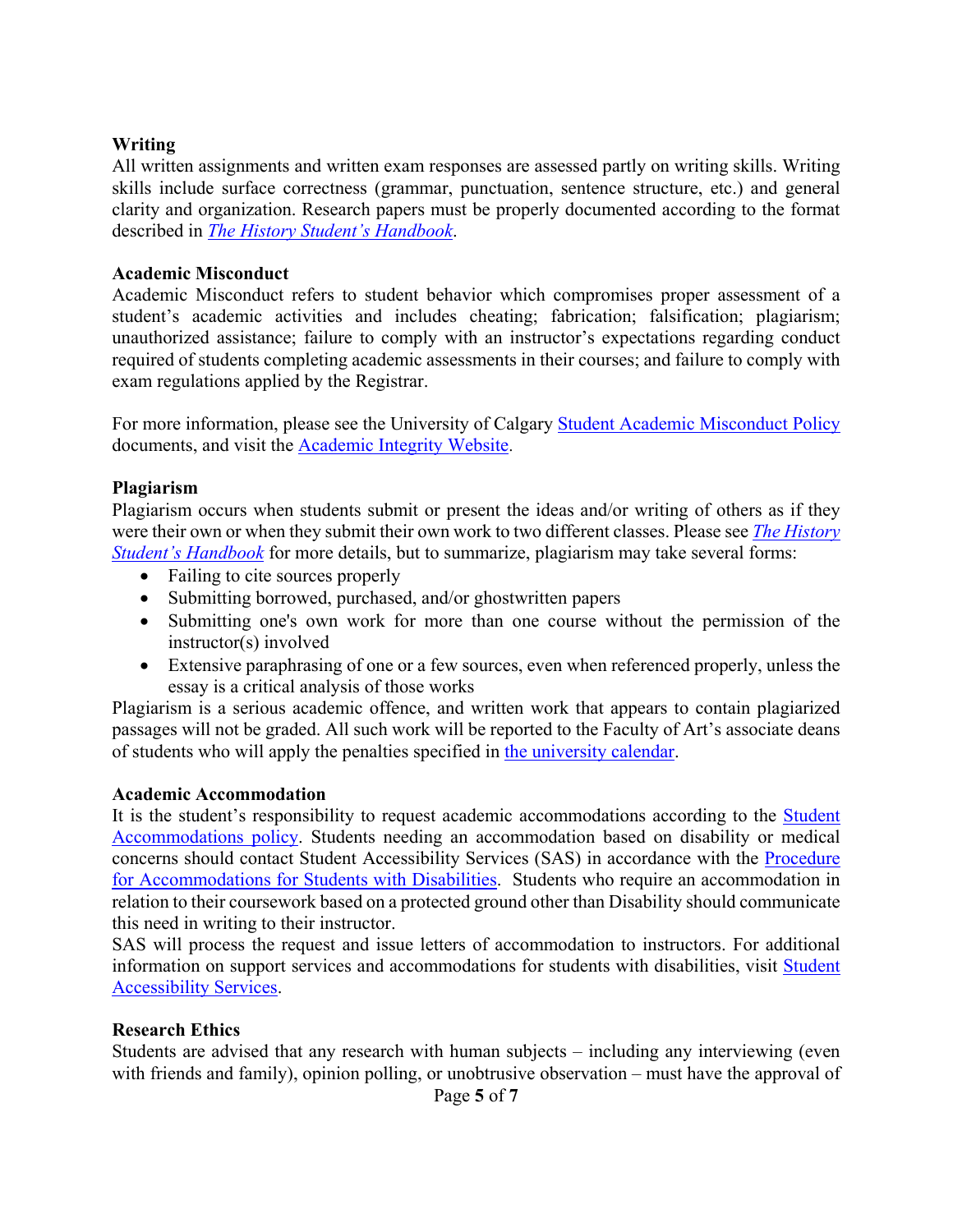**Writing**

All written assignments and written exam responses are assessed partly on writing skills. Writing skills include surface correctness (grammar, punctuation, sentence structure, etc.) and general clarity and organization. Research papers must be properly documented according to the format described in *The History Student's Handbook*.

**Academic Misconduct**

Academic Misconduct refers to student behavior which compromises proper assessment of a student's academic activities and includes cheating; fabrication; falsification; plagiarism; unauthorized assistance; failure to comply with an instructor's expectations regarding conduct required of students completing academic assessments in their courses; and failure to comply with exam regulations applied by the Registrar.

For more information, please see the University of Calgary Student Academic Misconduct Policy documents, and visit the Academic Integrity Website.

**Plagiarism**

Plagiarism occurs when students submit or present the ideas and/or writing of others as if they were their own or when they submit their own work to two different classes. Please see *The History Student's Handbook* for more details, but to summarize, plagiarism may take several forms:

- Failing to cite sources properly
- Submitting borrowed, purchased, and/or ghostwritten papers
- Submitting one's own work for more than one course without the permission of the instructor(s) involved
- Extensive paraphrasing of one or a few sources, even when referenced properly, unless the essay is a critical analysis of those works

Plagiarism is a serious academic offence, and written work that appears to contain plagiarized passages will not be graded. All such work will be reported to the Faculty of Art's associate deans of students who will apply the penalties specified in the university calendar.

**Academic Accommodation**

It is the student's responsibility to request academic accommodations according to the Student Accommodations policy. Students needing an accommodation based on disability or medical concerns should contact Student Accessibility Services (SAS) in accordance with the Procedure for Accommodations for Students with Disabilities. Students who require an accommodation in relation to their coursework based on a protected ground other than Disability should communicate this need in writing to their instructor.

SAS will process the request and issue letters of accommodation to instructors. For additional information on support services and accommodations for students with disabilities, visit Student Accessibility Services.

**Research Ethics**

Students are advised that any research with human subjects – including any interviewing (even with friends and family), opinion polling, or unobtrusive observation – must have the approval of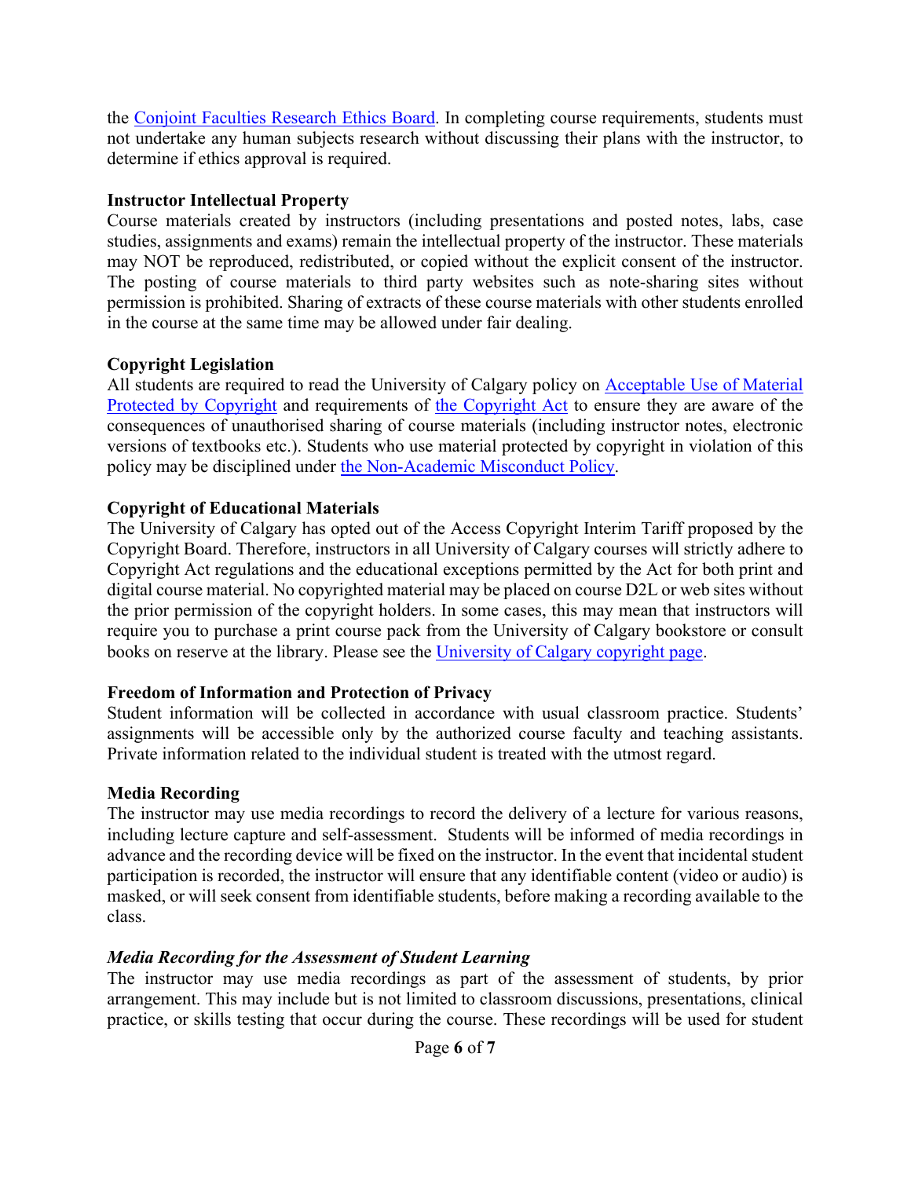the [Conjoint Faculties Research Ethics Board](). In completing course requirements, students must not undertake any human subjects research without discussing their plans with the instructor, to determine if ethics approval is required.

**Instructor Intellectual Property**

Course materials created by instructors (including presentations and posted notes, labs, case studies, assignments and exams) remain the intellectual property of the instructor. These materials may NOT be reproduced, redistributed, or copied without the explicit consent of the instructor. The posting of course materials to third party websites such as note-sharing sites without permission is prohibited. Sharing of extracts of these course materials with other students enrolled in the course at the same time may be allowed under fair dealing.

**Copyright Legislation**

All students are required to read the University of Calgary policy on [Acceptable Use of Material Protected by Copyright]() and requirements of [the Copyright Act]() to ensure they are aware of the consequences of unauthorised sharing of course materials (including instructor notes, electronic versions of textbooks etc.). Students who use material protected by copyright in violation of this policy may be disciplined under [the Non-Academic Misconduct Policy]().

**Copyright of Educational Materials**

The University of Calgary has opted out of the Access Copyright Interim Tariff proposed by the Copyright Board. Therefore, instructors in all University of Calgary courses will strictly adhere to Copyright Act regulations and the educational exceptions permitted by the Act for both print and digital course material. No copyrighted material may be placed on course D2L or web sites without the prior permission of the copyright holders. In some cases, this may mean that instructors will require you to purchase a print course pack from the University of Calgary bookstore or consult books on reserve at the library. Please see the [University of Calgary copyright page]().

**Freedom of Information and Protection of Privacy**

Student information will be collected in accordance with usual classroom practice. Students' assignments will be accessible only by the authorized course faculty and teaching assistants. Private information related to the individual student is treated with the utmost regard.

**Media Recording**

The instructor may use media recordings to record the delivery of a lecture for various reasons, including lecture capture and self-assessment. Students will be informed of media recordings in advance and the recording device will be fixed on the instructor. In the event that incidental student participation is recorded, the instructor will ensure that any identifiable content (video or audio) is masked, or will seek consent from identifiable students, before making a recording available to the class.

***Media Recording for the Assessment of Student Learning***

The instructor may use media recordings as part of the assessment of students, by prior arrangement. This may include but is not limited to classroom discussions, presentations, clinical practice, or skills testing that occur during the course. These recordings will be used for student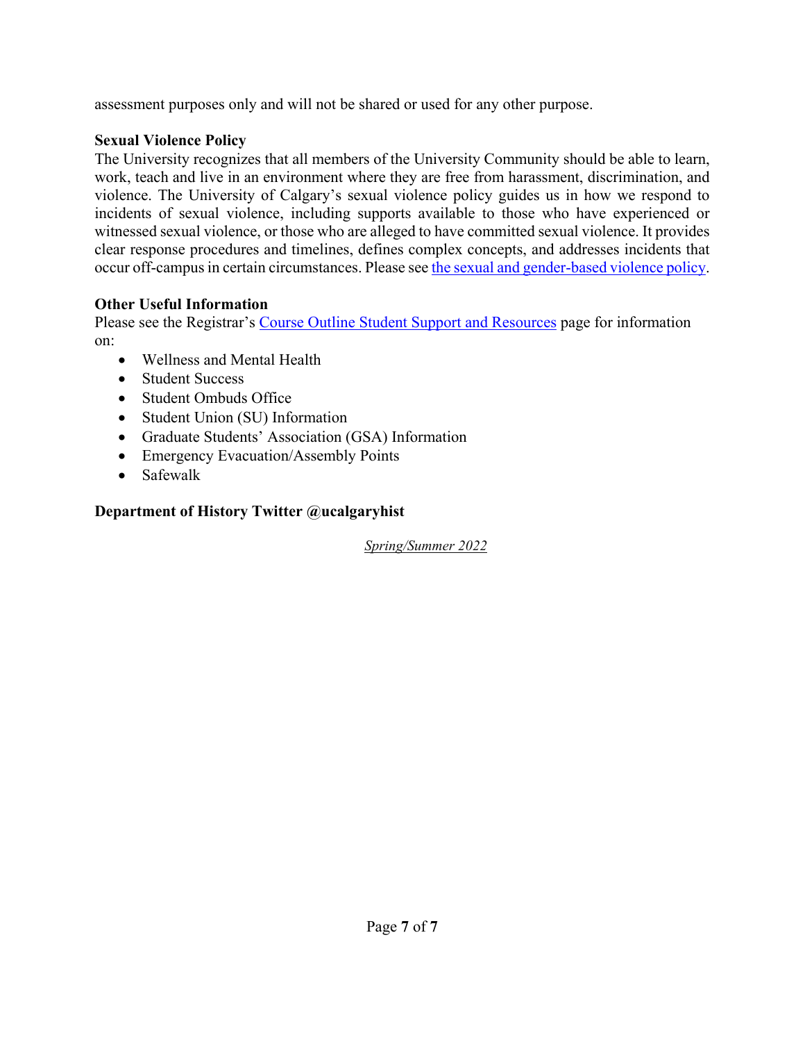assessment purposes only and will not be shared or used for any other purpose.

**Sexual Violence Policy**

The University recognizes that all members of the University Community should be able to learn, work, teach and live in an environment where they are free from harassment, discrimination, and violence. The University of Calgary's sexual violence policy guides us in how we respond to incidents of sexual violence, including supports available to those who have experienced or witnessed sexual violence, or those who are alleged to have committed sexual violence. It provides clear response procedures and timelines, defines complex concepts, and addresses incidents that occur off-campus in certain circumstances. Please see the sexual and gender-based violence policy.

**Other Useful Information**

Please see the Registrar's Course Outline Student Support and Resources page for information on:

- Wellness and Mental Health
- Student Success
- Student Ombuds Office
- Student Union (SU) Information
- Graduate Students' Association (GSA) Information
- Emergency Evacuation/Assembly Points
- Safewalk

**Department of History Twitter @ucalgaryhist**

*Spring/Summer 2022*